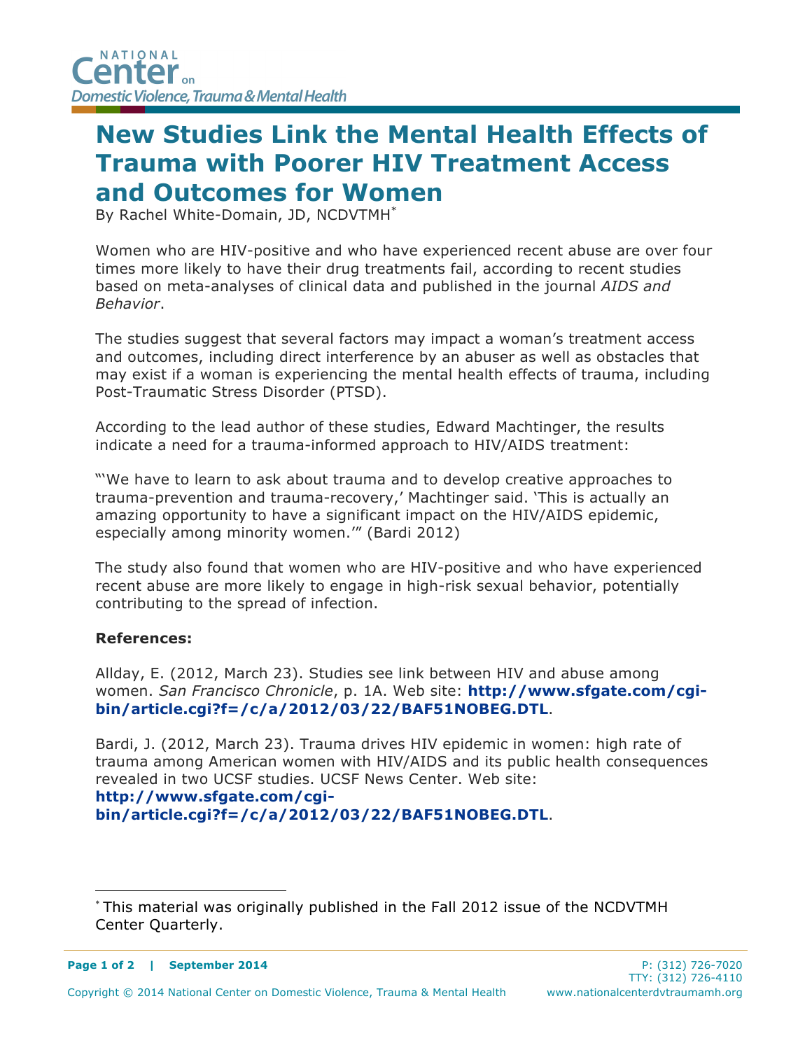NATIONAL Center on Domestic Violence, Trauma & Mental Health

# New Studies Link the Mental Health Effects of Trauma with Poorer HIV Treatment Access and Outcomes for Women

By Rachel White-Domain, JD, NCDVTMH*

Women who are HIV-positive and who have experienced recent abuse are over four times more likely to have their drug treatments fail, according to recent studies based on meta-analyses of clinical data and published in the journal *AIDS and Behavior*.

The studies suggest that several factors may impact a woman's treatment access and outcomes, including direct interference by an abuser as well as obstacles that may exist if a woman is experiencing the mental health effects of trauma, including Post-Traumatic Stress Disorder (PTSD).

According to the lead author of these studies, Edward Machtinger, the results indicate a need for a trauma-informed approach to HIV/AIDS treatment:

"'We have to learn to ask about trauma and to develop creative approaches to trauma-prevention and trauma-recovery,' Machtinger said. 'This is actually an amazing opportunity to have a significant impact on the HIV/AIDS epidemic, especially among minority women.'" (Bardi 2012)

The study also found that women who are HIV-positive and who have experienced recent abuse are more likely to engage in high-risk sexual behavior, potentially contributing to the spread of infection.

**References:**

Allday, E. (2012, March 23). Studies see link between HIV and abuse among women. *San Francisco Chronicle*, p. 1A. Web site: **http://www.sfgate.com/cgi-bin/article.cgi?f=/c/a/2012/03/22/BAF51NOBEG.DTL**.

Bardi, J. (2012, March 23). Trauma drives HIV epidemic in women: high rate of trauma among American women with HIV/AIDS and its public health consequences revealed in two UCSF studies. UCSF News Center. Web site: **http://www.sfgate.com/cgi-bin/article.cgi?f=/c/a/2012/03/22/BAF51NOBEG.DTL**.

---

* This material was originally published in the Fall 2012 issue of the NCDVTMH Center Quarterly.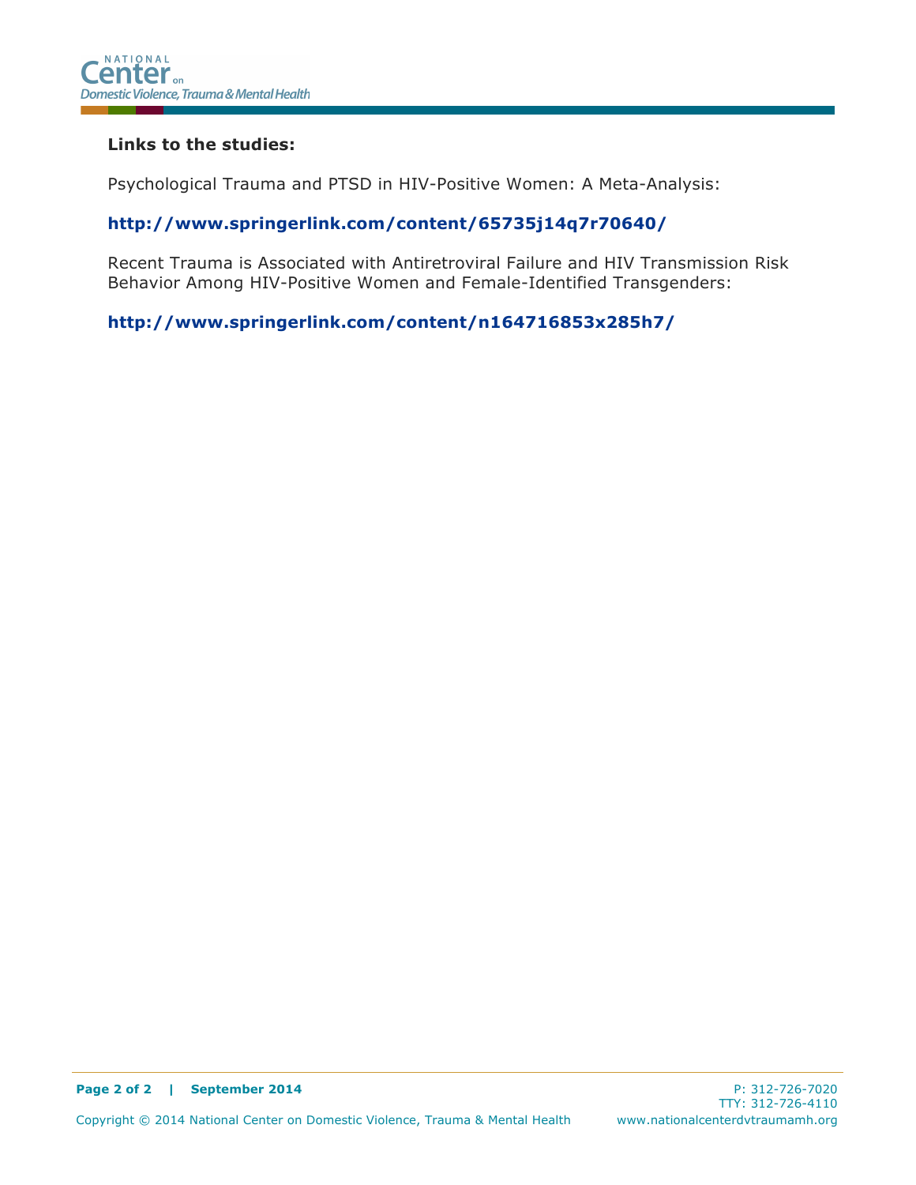**Links to the studies:**

Psychological Trauma and PTSD in HIV-Positive Women: A Meta-Analysis:

**http://www.springerlink.com/content/65735j14q7r70640/**

Recent Trauma is Associated with Antiretroviral Failure and HIV Transmission Risk Behavior Among HIV-Positive Women and Female-Identified Transgenders:

**http://www.springerlink.com/content/n164716853x285h7/**